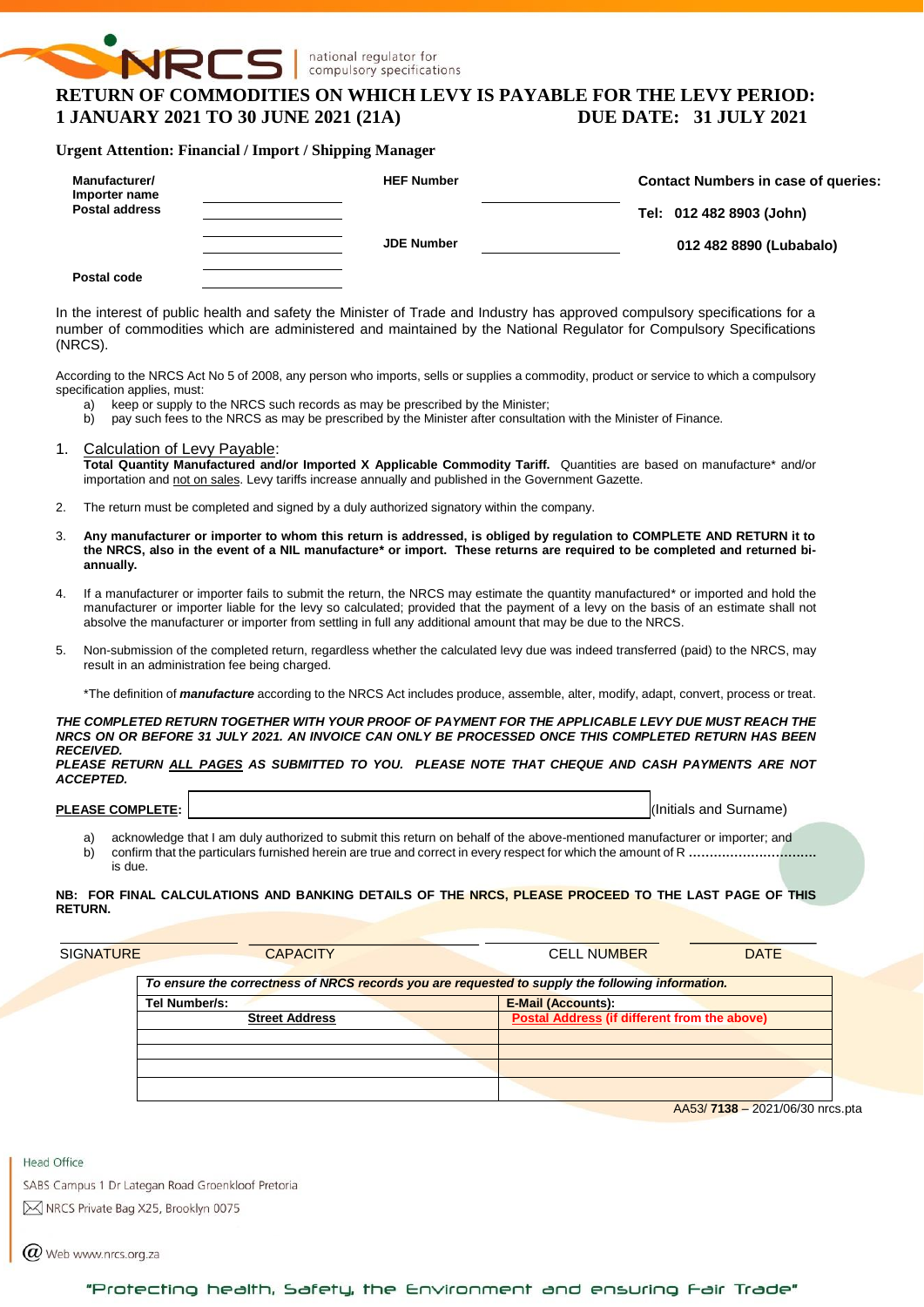NRCS | national regulator for compulsory specifications

# RETURN OF COMMODITIES ON WHICH LEVY IS PAYABLE FOR THE LEVY PERIOD: 1 JANUARY 2021 TO 30 JUNE 2021 (21A) DUE DATE: 31 JULY 2021

**Urgent Attention: Financial / Import / Shipping Manager**

| | | | | |
|---|---|---|---|---|
| **Manufacturer/ Importer name** | ____________ | **HEF Number** | ____________ | **Contact Numbers in case of queries:** |
| **Postal address** | ____________ | | | **Tel: 012 482 8903 (John)** |
| | ____________ | **JDE Number** | ____________ | **012 482 8890 (Lubabalo)** |
| | ____________ | | | |
| **Postal code** | ____________ | | | |

In the interest of public health and safety the Minister of Trade and Industry has approved compulsory specifications for a number of commodities which are administered and maintained by the National Regulator for Compulsory Specifications (NRCS).

According to the NRCS Act No 5 of 2008, any person who imports, sells or supplies a commodity, product or service to which a compulsory specification applies, must:

a) keep or supply to the NRCS such records as may be prescribed by the Minister;
b) pay such fees to the NRCS as may be prescribed by the Minister after consultation with the Minister of Finance.

1. Calculation of Levy Payable:
   **Total Quantity Manufactured and/or Imported X Applicable Commodity Tariff.** Quantities are based on manufacture* and/or importation and not on sales. Levy tariffs increase annually and published in the Government Gazette.

2. The return must be completed and signed by a duly authorized signatory within the company.

3. **Any manufacturer or importer to whom this return is addressed, is obliged by regulation to COMPLETE AND RETURN it to the NRCS, also in the event of a NIL manufacture* or import. These returns are required to be completed and returned bi-annually.**

4. If a manufacturer or importer fails to submit the return, the NRCS may estimate the quantity manufactured* or imported and hold the manufacturer or importer liable for the levy so calculated; provided that the payment of a levy on the basis of an estimate shall not absolve the manufacturer or importer from settling in full any additional amount that may be due to the NRCS.

5. Non-submission of the completed return, regardless whether the calculated levy due was indeed transferred (paid) to the NRCS, may result in an administration fee being charged.

   *The definition of ***manufacture*** according to the NRCS Act includes produce, assemble, alter, modify, adapt, convert, process or treat.

***THE COMPLETED RETURN TOGETHER WITH YOUR PROOF OF PAYMENT FOR THE APPLICABLE LEVY DUE MUST REACH THE NRCS ON OR BEFORE 31 JULY 2021. AN INVOICE CAN ONLY BE PROCESSED ONCE THIS COMPLETED RETURN HAS BEEN RECEIVED.***
***PLEASE RETURN ALL PAGES AS SUBMITTED TO YOU. PLEASE NOTE THAT CHEQUE AND CASH PAYMENTS ARE NOT ACCEPTED.***

**PLEASE COMPLETE:** ______________________________ (Initials and Surname)

a) acknowledge that I am duly authorized to submit this return on behalf of the above-mentioned manufacturer or importer; and
b) confirm that the particulars furnished herein are true and correct in every respect for which the amount of R .............................. is due.

**NB: FOR FINAL CALCULATIONS AND BANKING DETAILS OF THE NRCS, PLEASE PROCEED TO THE LAST PAGE OF THIS RETURN.**

| SIGNATURE | CAPACITY | CELL NUMBER | DATE |
|---|---|---|---|

| ***To ensure the correctness of NRCS records you are requested to supply the following information.*** | |
|---|---|
| **Tel Number/s:** | **E-Mail (Accounts):** |
| **Street Address** | **Postal Address (if different from the above)** |
| | |
| | |
| | |
| | |

AA53/ **7138** – 2021/06/30 nrcs.pta

Head Office
SABS Campus 1 Dr Lategan Road Groenkloof Pretoria
NRCS Private Bag X25, Brooklyn 0075
Web www.nrcs.org.za

"Protecting health, Safety, the Environment and ensuring Fair Trade"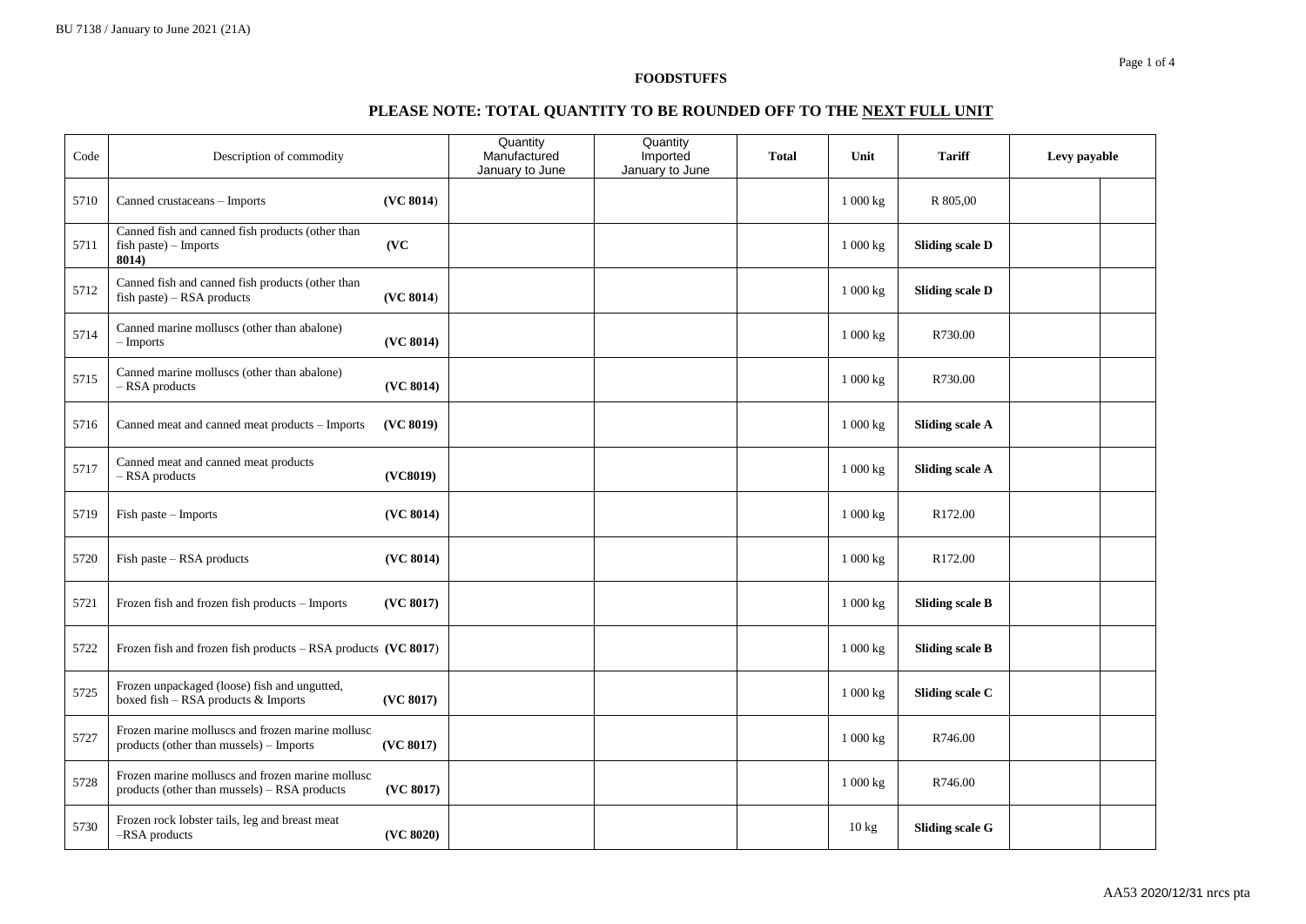## FOODSTUFFS

## PLEASE NOTE: TOTAL QUANTITY TO BE ROUNDED OFF TO THE NEXT FULL UNIT

| Code | Description of commodity | Quantity Manufactured January to June | Quantity Imported January to June | Total | Unit | Tariff | Levy payable | |
|---|---|---|---|---|---|---|---|---|
| 5710 | Canned crustaceans – Imports **(VC 8014)** | | | | 1 000 kg | R 805,00 | | |
| 5711 | Canned fish and canned fish products (other than fish paste) – Imports **(VC 8014)** | | | | 1 000 kg | **Sliding scale D** | | |
| 5712 | Canned fish and canned fish products (other than fish paste) – RSA products **(VC 8014)** | | | | 1 000 kg | **Sliding scale D** | | |
| 5714 | Canned marine molluscs (other than abalone) – Imports **(VC 8014)** | | | | 1 000 kg | R730.00 | | |
| 5715 | Canned marine molluscs (other than abalone) – RSA products **(VC 8014)** | | | | 1 000 kg | R730.00 | | |
| 5716 | Canned meat and canned meat products – Imports **(VC 8019)** | | | | 1 000 kg | **Sliding scale A** | | |
| 5717 | Canned meat and canned meat products – RSA products **(VC8019)** | | | | 1 000 kg | **Sliding scale A** | | |
| 5719 | Fish paste – Imports **(VC 8014)** | | | | 1 000 kg | R172.00 | | |
| 5720 | Fish paste – RSA products **(VC 8014)** | | | | 1 000 kg | R172.00 | | |
| 5721 | Frozen fish and frozen fish products – Imports **(VC 8017)** | | | | 1 000 kg | **Sliding scale B** | | |
| 5722 | Frozen fish and frozen fish products – RSA products **(VC 8017)** | | | | 1 000 kg | **Sliding scale B** | | |
| 5725 | Frozen unpackaged (loose) fish and ungutted, boxed fish – RSA products & Imports **(VC 8017)** | | | | 1 000 kg | **Sliding scale C** | | |
| 5727 | Frozen marine molluscs and frozen marine mollusc products (other than mussels) – Imports **(VC 8017)** | | | | 1 000 kg | R746.00 | | |
| 5728 | Frozen marine molluscs and frozen marine mollusc products (other than mussels) – RSA products **(VC 8017)** | | | | 1 000 kg | R746.00 | | |
| 5730 | Frozen rock lobster tails, leg and breast meat –RSA products **(VC 8020)** | | | | 10 kg | **Sliding scale G** | | |

AA53 2020/12/31 nrcs pta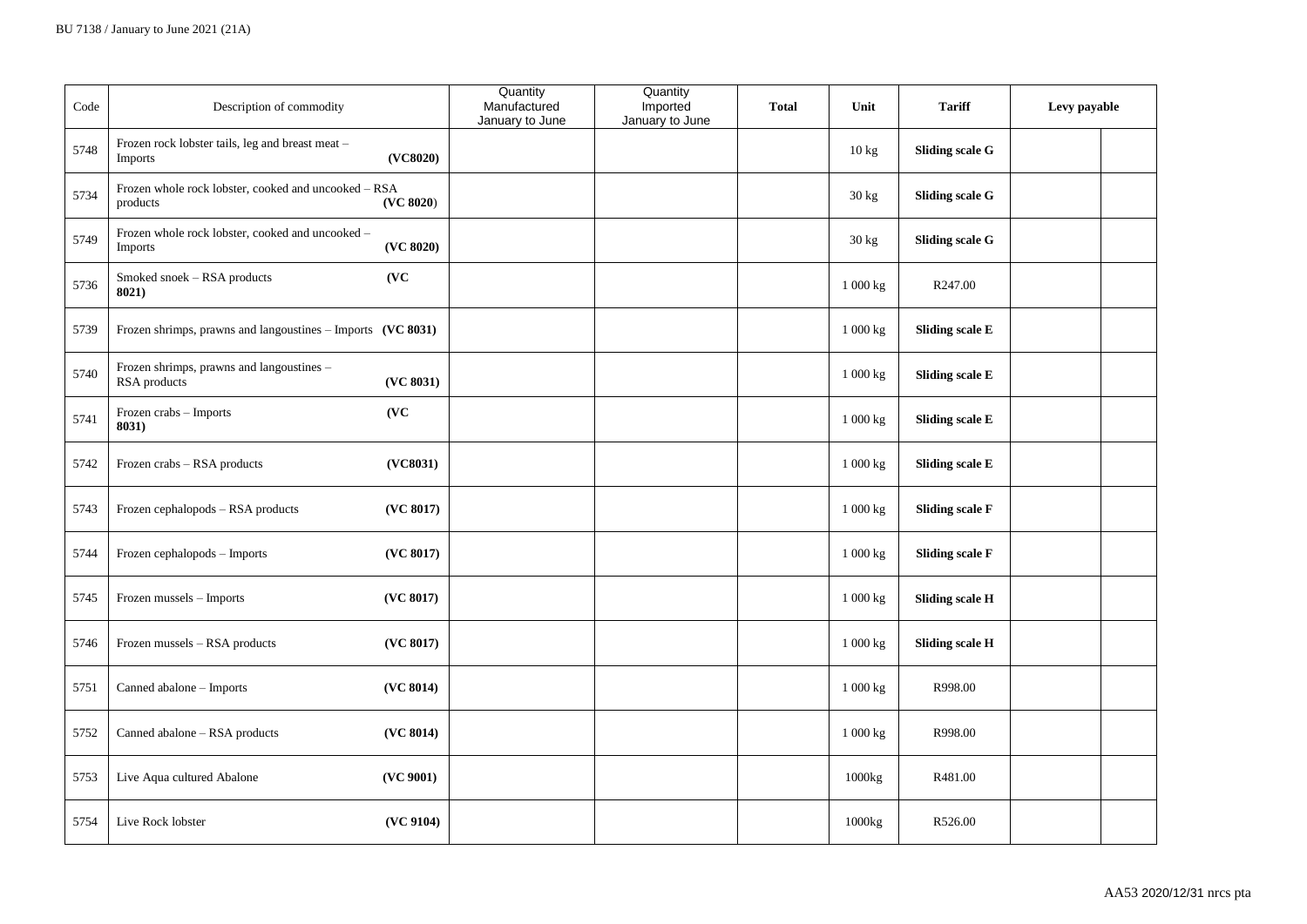| Code | Description of commodity | Quantity Manufactured January to June | Quantity Imported January to June | **Total** | Unit | **Tariff** | **Levy payable** | |
|---|---|---|---|---|---|---|---|---|
| 5748 | Frozen rock lobster tails, leg and breast meat – Imports **(VC8020)** | | | | 10 kg | **Sliding scale G** | | |
| 5734 | Frozen whole rock lobster, cooked and uncooked – RSA products **(VC 8020)** | | | | 30 kg | **Sliding scale G** | | |
| 5749 | Frozen whole rock lobster, cooked and uncooked – Imports **(VC 8020)** | | | | 30 kg | **Sliding scale G** | | |
| 5736 | Smoked snoek – RSA products **(VC 8021)** | | | | 1 000 kg | R247.00 | | |
| 5739 | Frozen shrimps, prawns and langoustines – Imports **(VC 8031)** | | | | 1 000 kg | **Sliding scale E** | | |
| 5740 | Frozen shrimps, prawns and langoustines – RSA products **(VC 8031)** | | | | 1 000 kg | **Sliding scale E** | | |
| 5741 | Frozen crabs – Imports **(VC 8031)** | | | | 1 000 kg | **Sliding scale E** | | |
| 5742 | Frozen crabs – RSA products **(VC8031)** | | | | 1 000 kg | **Sliding scale E** | | |
| 5743 | Frozen cephalopods – RSA products **(VC 8017)** | | | | 1 000 kg | **Sliding scale F** | | |
| 5744 | Frozen cephalopods – Imports **(VC 8017)** | | | | 1 000 kg | **Sliding scale F** | | |
| 5745 | Frozen mussels – Imports **(VC 8017)** | | | | 1 000 kg | **Sliding scale H** | | |
| 5746 | Frozen mussels – RSA products **(VC 8017)** | | | | 1 000 kg | **Sliding scale H** | | |
| 5751 | Canned abalone – Imports **(VC 8014)** | | | | 1 000 kg | R998.00 | | |
| 5752 | Canned abalone – RSA products **(VC 8014)** | | | | 1 000 kg | R998.00 | | |
| 5753 | Live Aqua cultured Abalone **(VC 9001)** | | | | 1000kg | R481.00 | | |
| 5754 | Live Rock lobster **(VC 9104)** | | | | 1000kg | R526.00 | | |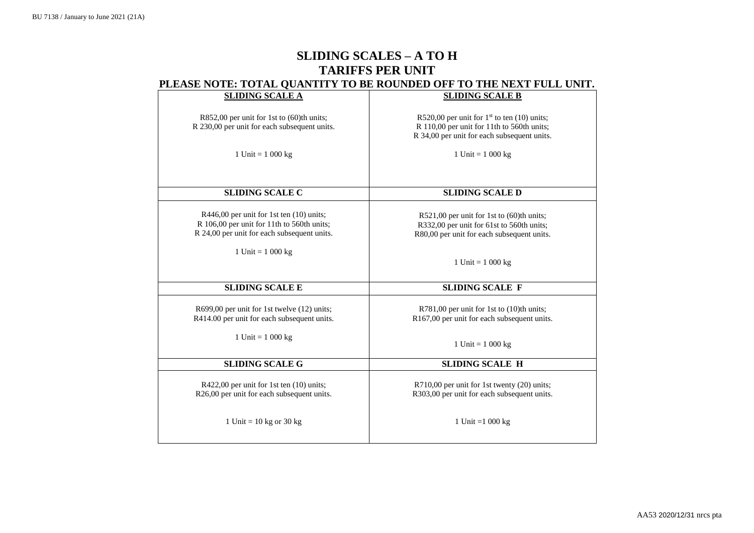# SLIDING SCALES – A TO H
## TARIFFS PER UNIT
### PLEASE NOTE: TOTAL QUANTITY TO BE ROUNDED OFF TO THE NEXT FULL UNIT.

| **SLIDING SCALE A** | **SLIDING SCALE B** |
|---|---|
| R852,00 per unit for 1st to (60)th units;<br>R 230,00 per unit for each subsequent units.<br><br>1 Unit = 1 000 kg | R520,00 per unit for 1st to ten (10) units;<br>R 110,00 per unit for 11th to 560th units;<br>R 34,00 per unit for each subsequent units.<br><br>1 Unit = 1 000 kg |
| **SLIDING SCALE C** | **SLIDING SCALE D** |
| R446,00 per unit for 1st ten (10) units;<br>R 106,00 per unit for 11th to 560th units;<br>R 24,00 per unit for each subsequent units.<br><br>1 Unit = 1 000 kg | R521,00 per unit for 1st to (60)th units;<br>R332,00 per unit for 61st to 560th units;<br>R80,00 per unit for each subsequent units.<br><br>1 Unit = 1 000 kg |
| **SLIDING SCALE E** | **SLIDING SCALE F** |
| R699,00 per unit for 1st twelve (12) units;<br>R414.00 per unit for each subsequent units.<br><br>1 Unit = 1 000 kg | R781,00 per unit for 1st to (10)th units;<br>R167,00 per unit for each subsequent units.<br><br>1 Unit = 1 000 kg |
| **SLIDING SCALE G** | **SLIDING SCALE H** |
| R422,00 per unit for 1st ten (10) units;<br>R26,00 per unit for each subsequent units.<br><br>1 Unit = 10 kg or 30 kg | R710,00 per unit for 1st twenty (20) units;<br>R303,00 per unit for each subsequent units.<br><br>1 Unit =1 000 kg |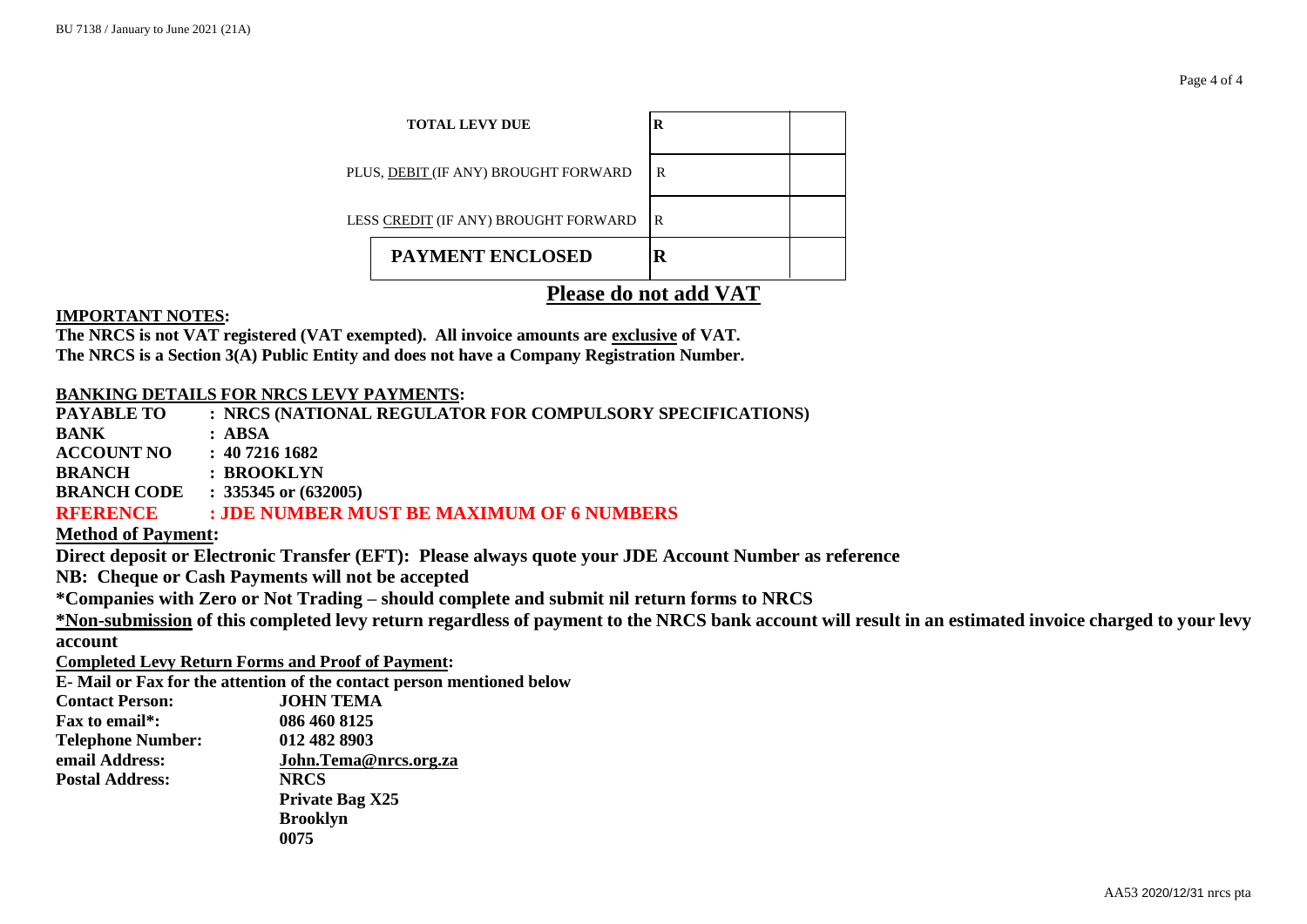| | | |
|---|---|---|
| **TOTAL LEVY DUE** | **R** | |
| PLUS, DEBIT (IF ANY) BROUGHT FORWARD | R | |
| LESS CREDIT (IF ANY) BROUGHT FORWARD | R | |
| **PAYMENT ENCLOSED** | **R** | |

## Please do not add VAT

**IMPORTANT NOTES:**

**The NRCS is not VAT registered (VAT exempted). All invoice amounts are exclusive of VAT.**
**The NRCS is a Section 3(A) Public Entity and does not have a Company Registration Number.**

**BANKING DETAILS FOR NRCS LEVY PAYMENTS:**

**PAYABLE TO : NRCS (NATIONAL REGULATOR FOR COMPULSORY SPECIFICATIONS)**
**BANK : ABSA**
**ACCOUNT NO : 40 7216 1682**
**BRANCH : BROOKLYN**
**BRANCH CODE : 335345 or (632005)**
**RFERENCE : JDE NUMBER MUST BE MAXIMUM OF 6 NUMBERS**

**Method of Payment:**

**Direct deposit or Electronic Transfer (EFT): Please always quote your JDE Account Number as reference**

**NB: Cheque or Cash Payments will not be accepted**

**\*Companies with Zero or Not Trading – should complete and submit nil return forms to NRCS**

**\*Non-submission of this completed levy return regardless of payment to the NRCS bank account will result in an estimated invoice charged to your levy account**

**Completed Levy Return Forms and Proof of Payment:**

**E- Mail or Fax for the attention of the contact person mentioned below**

**Contact Person:** **JOHN TEMA**
**Fax to email\*:** **086 460 8125**
**Telephone Number:** **012 482 8903**
**email Address:** **John.Tema@nrcs.org.za**
**Postal Address:** **NRCS**
**Private Bag X25**
**Brooklyn**
**0075**

AA53 2020/12/31 nrcs pta